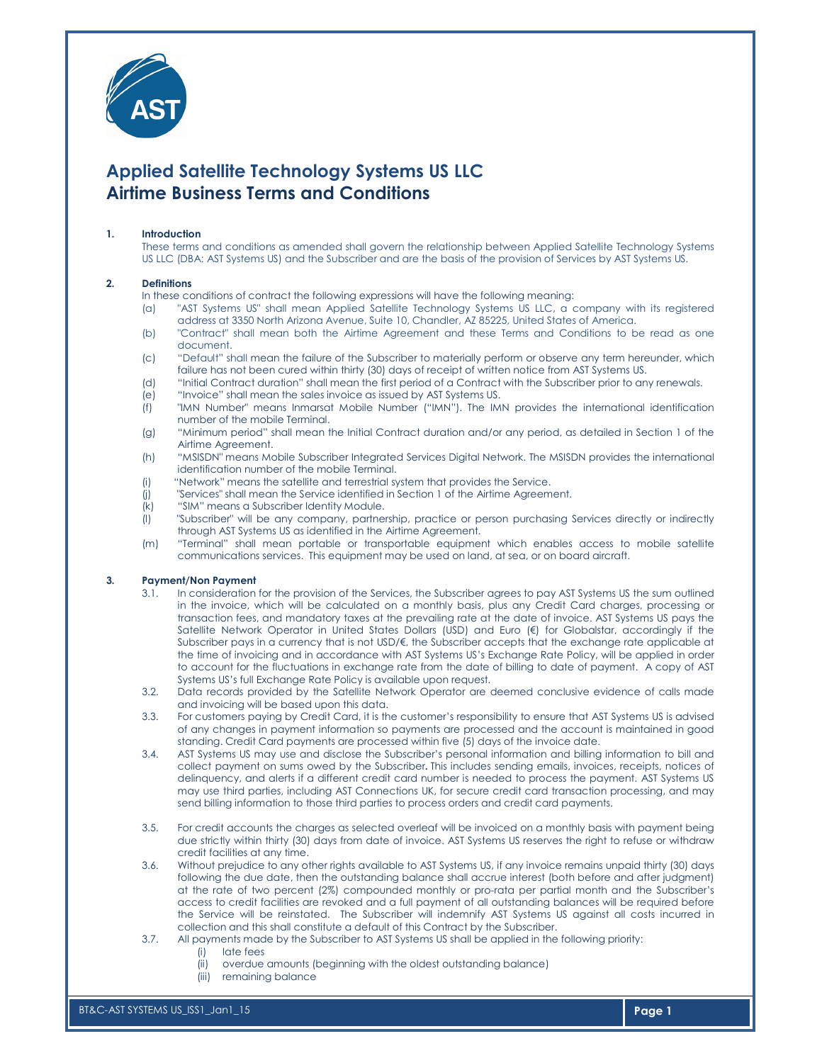# Applied Satellite Technology Systems US LLC
# Airtime Business Terms and Conditions

**1. Introduction**

These terms and conditions as amended shall govern the relationship between Applied Satellite Technology Systems US LLC (DBA: AST Systems US) and the Subscriber and are the basis of the provision of Services by AST Systems US.

**2. Definitions**

In these conditions of contract the following expressions will have the following meaning:

(a) "AST Systems US" shall mean Applied Satellite Technology Systems US LLC, a company with its registered address at 3350 North Arizona Avenue, Suite 10, Chandler, AZ 85225, United States of America.

(b) "Contract" shall mean both the Airtime Agreement and these Terms and Conditions to be read as one document.

(c) "Default" shall mean the failure of the Subscriber to materially perform or observe any term hereunder, which failure has not been cured within thirty (30) days of receipt of written notice from AST Systems US.

(d) "Initial Contract duration" shall mean the first period of a Contract with the Subscriber prior to any renewals.

(e) "Invoice" shall mean the sales invoice as issued by AST Systems US.

(f) "IMN Number" means Inmarsat Mobile Number ("IMN"). The IMN provides the international identification number of the mobile Terminal.

(g) "Minimum period" shall mean the Initial Contract duration and/or any period, as detailed in Section 1 of the Airtime Agreement.

(h) "MSISDN" means Mobile Subscriber Integrated Services Digital Network. The MSISDN provides the international identification number of the mobile Terminal.

(i) "Network" means the satellite and terrestrial system that provides the Service.

(j) "Services" shall mean the Service identified in Section 1 of the Airtime Agreement.

(k) "SIM" means a Subscriber Identity Module.

(l) "Subscriber" will be any company, partnership, practice or person purchasing Services directly or indirectly through AST Systems US as identified in the Airtime Agreement.

(m) "Terminal" shall mean portable or transportable equipment which enables access to mobile satellite communications services. This equipment may be used on land, at sea, or on board aircraft.

**3. Payment/Non Payment**

3.1. In consideration for the provision of the Services, the Subscriber agrees to pay AST Systems US the sum outlined in the invoice, which will be calculated on a monthly basis, plus any Credit Card charges, processing or transaction fees, and mandatory taxes at the prevailing rate at the date of invoice. AST Systems US pays the Satellite Network Operator in United States Dollars (USD) and Euro (€) for Globalstar, accordingly if the Subscriber pays in a currency that is not USD/€, the Subscriber accepts that the exchange rate applicable at the time of invoicing and in accordance with AST Systems US's Exchange Rate Policy, will be applied in order to account for the fluctuations in exchange rate from the date of billing to date of payment. A copy of AST Systems US's full Exchange Rate Policy is available upon request.

3.2. Data records provided by the Satellite Network Operator are deemed conclusive evidence of calls made and invoicing will be based upon this data.

3.3. For customers paying by Credit Card, it is the customer's responsibility to ensure that AST Systems US is advised of any changes in payment information so payments are processed and the account is maintained in good standing. Credit Card payments are processed within five (5) days of the invoice date.

3.4. AST Systems US may use and disclose the Subscriber's personal information and billing information to bill and collect payment on sums owed by the Subscriber**.** This includes sending emails, invoices, receipts, notices of delinquency, and alerts if a different credit card number is needed to process the payment. AST Systems US may use third parties, including AST Connections UK, for secure credit card transaction processing, and may send billing information to those third parties to process orders and credit card payments.

3.5. For credit accounts the charges as selected overleaf will be invoiced on a monthly basis with payment being due strictly within thirty (30) days from date of invoice. AST Systems US reserves the right to refuse or withdraw credit facilities at any time.

3.6. Without prejudice to any other rights available to AST Systems US, if any invoice remains unpaid thirty (30) days following the due date, then the outstanding balance shall accrue interest (both before and after judgment) at the rate of two percent (2%) compounded monthly or pro-rata per partial month and the Subscriber's access to credit facilities are revoked and a full payment of all outstanding balances will be required before the Service will be reinstated. The Subscriber will indemnify AST Systems US against all costs incurred in collection and this shall constitute a default of this Contract by the Subscriber.

3.7. All payments made by the Subscriber to AST Systems US shall be applied in the following priority:

(i) late fees
(ii) overdue amounts (beginning with the oldest outstanding balance)
(iii) remaining balance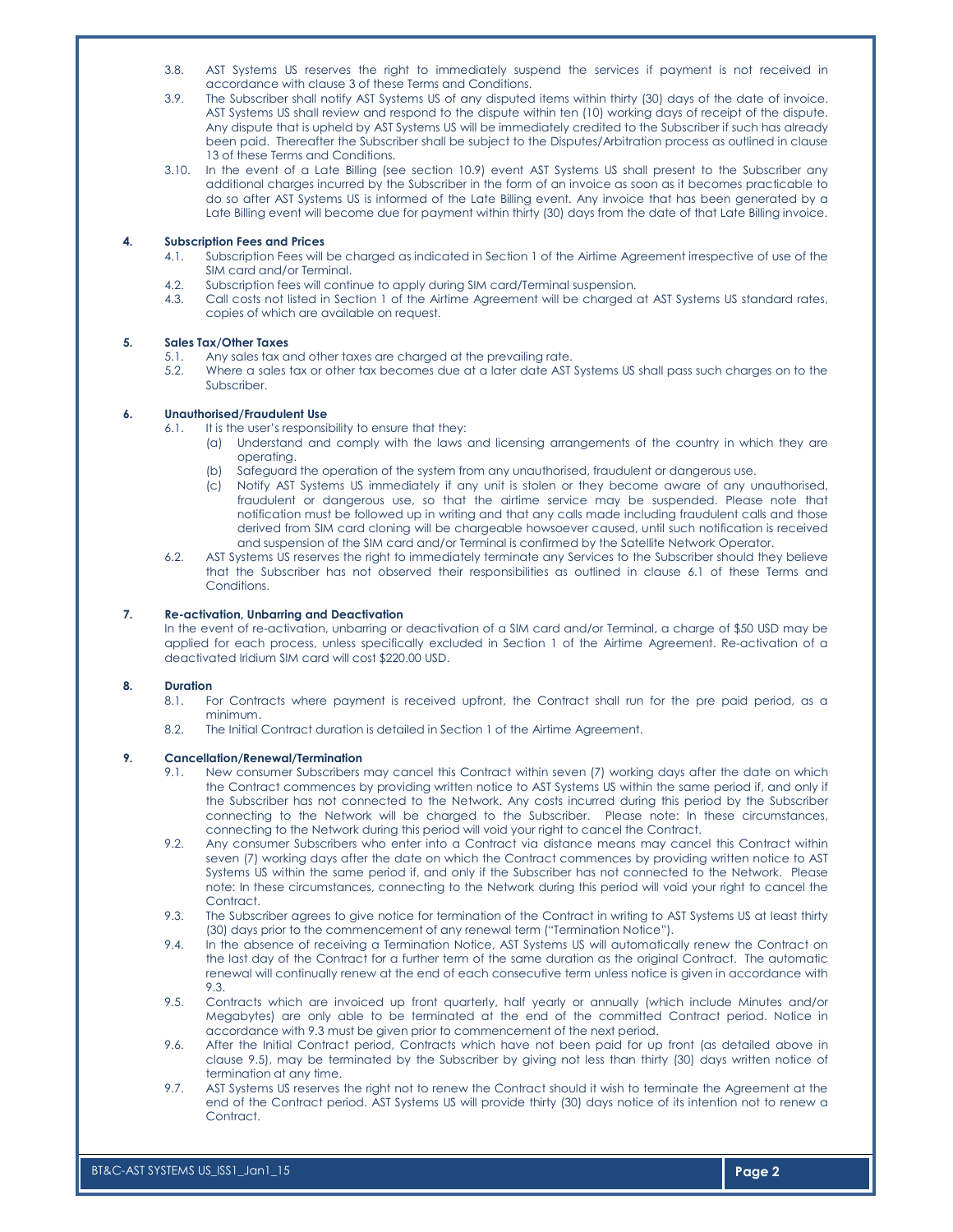3.8. AST Systems US reserves the right to immediately suspend the services if payment is not received in accordance with clause 3 of these Terms and Conditions.

3.9. The Subscriber shall notify AST Systems US of any disputed items within thirty (30) days of the date of invoice. AST Systems US shall review and respond to the dispute within ten (10) working days of receipt of the dispute. Any dispute that is upheld by AST Systems US will be immediately credited to the Subscriber if such has already been paid. Thereafter the Subscriber shall be subject to the Disputes/Arbitration process as outlined in clause 13 of these Terms and Conditions.

3.10. In the event of a Late Billing (see section 10.9) event AST Systems US shall present to the Subscriber any additional charges incurred by the Subscriber in the form of an invoice as soon as it becomes practicable to do so after AST Systems US is informed of the Late Billing event. Any invoice that has been generated by a Late Billing event will become due for payment within thirty (30) days from the date of that Late Billing invoice.

**4. Subscription Fees and Prices**

4.1. Subscription Fees will be charged as indicated in Section 1 of the Airtime Agreement irrespective of use of the SIM card and/or Terminal.

4.2. Subscription fees will continue to apply during SIM card/Terminal suspension.

4.3. Call costs not listed in Section 1 of the Airtime Agreement will be charged at AST Systems US standard rates, copies of which are available on request.

**5. Sales Tax/Other Taxes**

5.1. Any sales tax and other taxes are charged at the prevailing rate.

5.2. Where a sales tax or other tax becomes due at a later date AST Systems US shall pass such charges on to the Subscriber.

**6. Unauthorised/Fraudulent Use**

6.1. It is the user's responsibility to ensure that they:

(a) Understand and comply with the laws and licensing arrangements of the country in which they are operating.

(b) Safeguard the operation of the system from any unauthorised, fraudulent or dangerous use.

(c) Notify AST Systems US immediately if any unit is stolen or they become aware of any unauthorised, fraudulent or dangerous use, so that the airtime service may be suspended. Please note that notification must be followed up in writing and that any calls made including fraudulent calls and those derived from SIM card cloning will be chargeable howsoever caused, until such notification is received and suspension of the SIM card and/or Terminal is confirmed by the Satellite Network Operator.

6.2. AST Systems US reserves the right to immediately terminate any Services to the Subscriber should they believe that the Subscriber has not observed their responsibilities as outlined in clause 6.1 of these Terms and Conditions.

**7. Re-activation, Unbarring and Deactivation**

In the event of re-activation, unbarring or deactivation of a SIM card and/or Terminal, a charge of $50 USD may be applied for each process, unless specifically excluded in Section 1 of the Airtime Agreement. Re-activation of a deactivated Iridium SIM card will cost $220.00 USD.

**8. Duration**

8.1. For Contracts where payment is received upfront, the Contract shall run for the pre paid period, as a minimum.

8.2. The Initial Contract duration is detailed in Section 1 of the Airtime Agreement.

**9. Cancellation/Renewal/Termination**

9.1. New consumer Subscribers may cancel this Contract within seven (7) working days after the date on which the Contract commences by providing written notice to AST Systems US within the same period if, and only if the Subscriber has not connected to the Network. Any costs incurred during this period by the Subscriber connecting to the Network will be charged to the Subscriber. Please note: In these circumstances, connecting to the Network during this period will void your right to cancel the Contract.

9.2. Any consumer Subscribers who enter into a Contract via distance means may cancel this Contract within seven (7) working days after the date on which the Contract commences by providing written notice to AST Systems US within the same period if, and only if the Subscriber has not connected to the Network. Please note: In these circumstances, connecting to the Network during this period will void your right to cancel the Contract.

9.3. The Subscriber agrees to give notice for termination of the Contract in writing to AST Systems US at least thirty (30) days prior to the commencement of any renewal term ("Termination Notice").

9.4. In the absence of receiving a Termination Notice, AST Systems US will automatically renew the Contract on the last day of the Contract for a further term of the same duration as the original Contract. The automatic renewal will continually renew at the end of each consecutive term unless notice is given in accordance with 9.3.

9.5. Contracts which are invoiced up front quarterly, half yearly or annually (which include Minutes and/or Megabytes) are only able to be terminated at the end of the committed Contract period. Notice in accordance with 9.3 must be given prior to commencement of the next period.

9.6. After the Initial Contract period, Contracts which have not been paid for up front (as detailed above in clause 9.5), may be terminated by the Subscriber by giving not less than thirty (30) days written notice of termination at any time.

9.7. AST Systems US reserves the right not to renew the Contract should it wish to terminate the Agreement at the end of the Contract period. AST Systems US will provide thirty (30) days notice of its intention not to renew a Contract.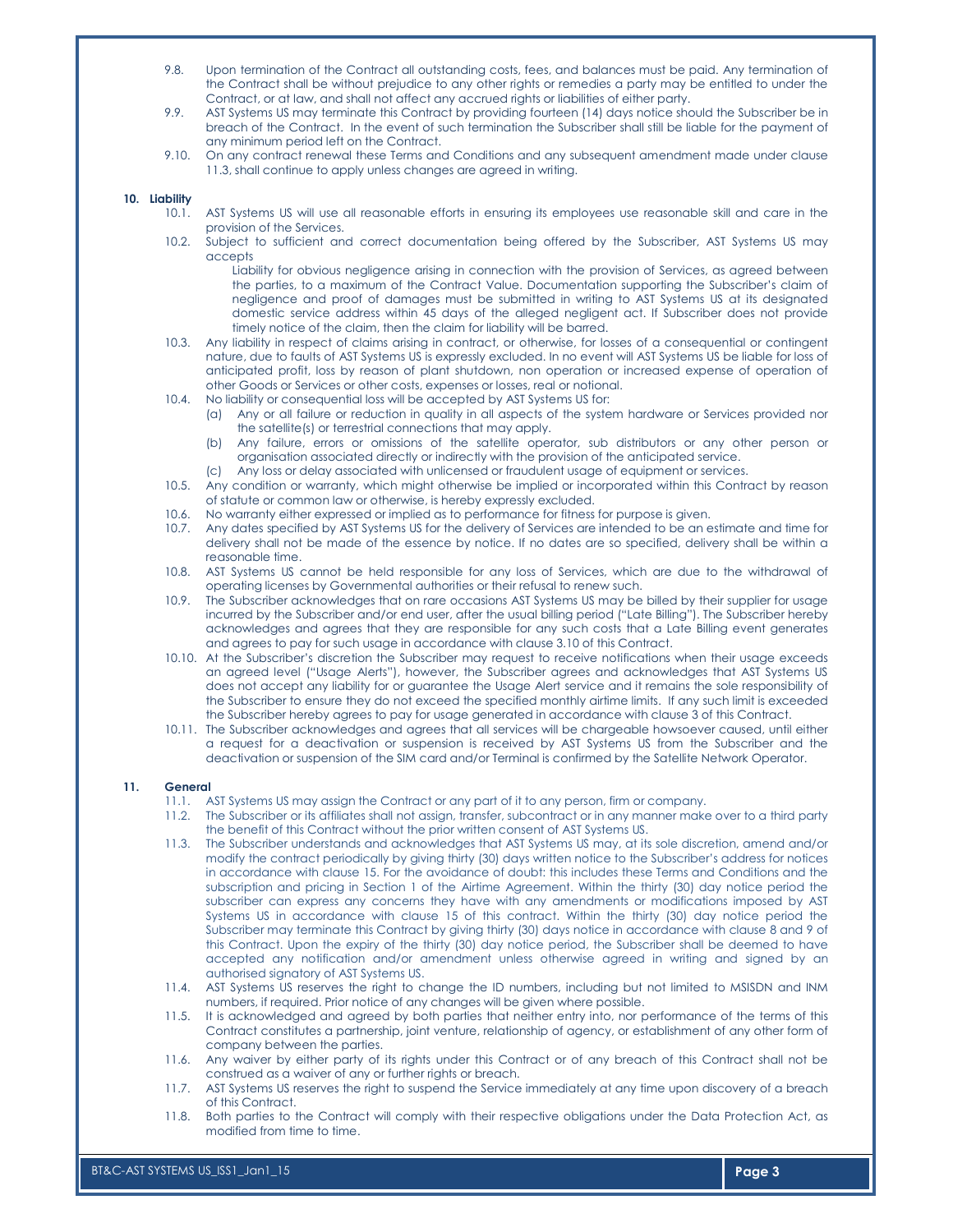9.8. Upon termination of the Contract all outstanding costs, fees, and balances must be paid. Any termination of the Contract shall be without prejudice to any other rights or remedies a party may be entitled to under the Contract, or at law, and shall not affect any accrued rights or liabilities of either party.

9.9. AST Systems US may terminate this Contract by providing fourteen (14) days notice should the Subscriber be in breach of the Contract. In the event of such termination the Subscriber shall still be liable for the payment of any minimum period left on the Contract.

9.10. On any contract renewal these Terms and Conditions and any subsequent amendment made under clause 11.3, shall continue to apply unless changes are agreed in writing.

**10. Liability**

10.1. AST Systems US will use all reasonable efforts in ensuring its employees use reasonable skill and care in the provision of the Services.

10.2. Subject to sufficient and correct documentation being offered by the Subscriber, AST Systems US may accepts

Liability for obvious negligence arising in connection with the provision of Services, as agreed between the parties, to a maximum of the Contract Value. Documentation supporting the Subscriber's claim of negligence and proof of damages must be submitted in writing to AST Systems US at its designated domestic service address within 45 days of the alleged negligent act. If Subscriber does not provide timely notice of the claim, then the claim for liability will be barred.

10.3. Any liability in respect of claims arising in contract, or otherwise, for losses of a consequential or contingent nature, due to faults of AST Systems US is expressly excluded. In no event will AST Systems US be liable for loss of anticipated profit, loss by reason of plant shutdown, non operation or increased expense of operation of other Goods or Services or other costs, expenses or losses, real or notional.

10.4. No liability or consequential loss will be accepted by AST Systems US for:

(a) Any or all failure or reduction in quality in all aspects of the system hardware or Services provided nor the satellite(s) or terrestrial connections that may apply.

(b) Any failure, errors or omissions of the satellite operator, sub distributors or any other person or organisation associated directly or indirectly with the provision of the anticipated service.

(c) Any loss or delay associated with unlicensed or fraudulent usage of equipment or services.

10.5. Any condition or warranty, which might otherwise be implied or incorporated within this Contract by reason of statute or common law or otherwise, is hereby expressly excluded.

10.6. No warranty either expressed or implied as to performance for fitness for purpose is given.

10.7. Any dates specified by AST Systems US for the delivery of Services are intended to be an estimate and time for delivery shall not be made of the essence by notice. If no dates are so specified, delivery shall be within a reasonable time.

10.8. AST Systems US cannot be held responsible for any loss of Services, which are due to the withdrawal of operating licenses by Governmental authorities or their refusal to renew such.

10.9. The Subscriber acknowledges that on rare occasions AST Systems US may be billed by their supplier for usage incurred by the Subscriber and/or end user, after the usual billing period ("Late Billing"). The Subscriber hereby acknowledges and agrees that they are responsible for any such costs that a Late Billing event generates and agrees to pay for such usage in accordance with clause 3.10 of this Contract.

10.10. At the Subscriber's discretion the Subscriber may request to receive notifications when their usage exceeds an agreed level ("Usage Alerts"), however, the Subscriber agrees and acknowledges that AST Systems US does not accept any liability for or guarantee the Usage Alert service and it remains the sole responsibility of the Subscriber to ensure they do not exceed the specified monthly airtime limits. If any such limit is exceeded the Subscriber hereby agrees to pay for usage generated in accordance with clause 3 of this Contract.

10.11. The Subscriber acknowledges and agrees that all services will be chargeable howsoever caused, until either a request for a deactivation or suspension is received by AST Systems US from the Subscriber and the deactivation or suspension of the SIM card and/or Terminal is confirmed by the Satellite Network Operator.

**11. General**

11.1. AST Systems US may assign the Contract or any part of it to any person, firm or company.

11.2. The Subscriber or its affiliates shall not assign, transfer, subcontract or in any manner make over to a third party the benefit of this Contract without the prior written consent of AST Systems US.

11.3. The Subscriber understands and acknowledges that AST Systems US may, at its sole discretion, amend and/or modify the contract periodically by giving thirty (30) days written notice to the Subscriber's address for notices in accordance with clause 15. For the avoidance of doubt: this includes these Terms and Conditions and the subscription and pricing in Section 1 of the Airtime Agreement. Within the thirty (30) day notice period the subscriber can express any concerns they have with any amendments or modifications imposed by AST Systems US in accordance with clause 15 of this contract. Within the thirty (30) day notice period the Subscriber may terminate this Contract by giving thirty (30) days notice in accordance with clause 8 and 9 of this Contract. Upon the expiry of the thirty (30) day notice period, the Subscriber shall be deemed to have accepted any notification and/or amendment unless otherwise agreed in writing and signed by an authorised signatory of AST Systems US.

11.4. AST Systems US reserves the right to change the ID numbers, including but not limited to MSISDN and INM numbers, if required. Prior notice of any changes will be given where possible.

11.5. It is acknowledged and agreed by both parties that neither entry into, nor performance of the terms of this Contract constitutes a partnership, joint venture, relationship of agency, or establishment of any other form of company between the parties.

11.6. Any waiver by either party of its rights under this Contract or of any breach of this Contract shall not be construed as a waiver of any or further rights or breach.

11.7. AST Systems US reserves the right to suspend the Service immediately at any time upon discovery of a breach of this Contract.

11.8. Both parties to the Contract will comply with their respective obligations under the Data Protection Act, as modified from time to time.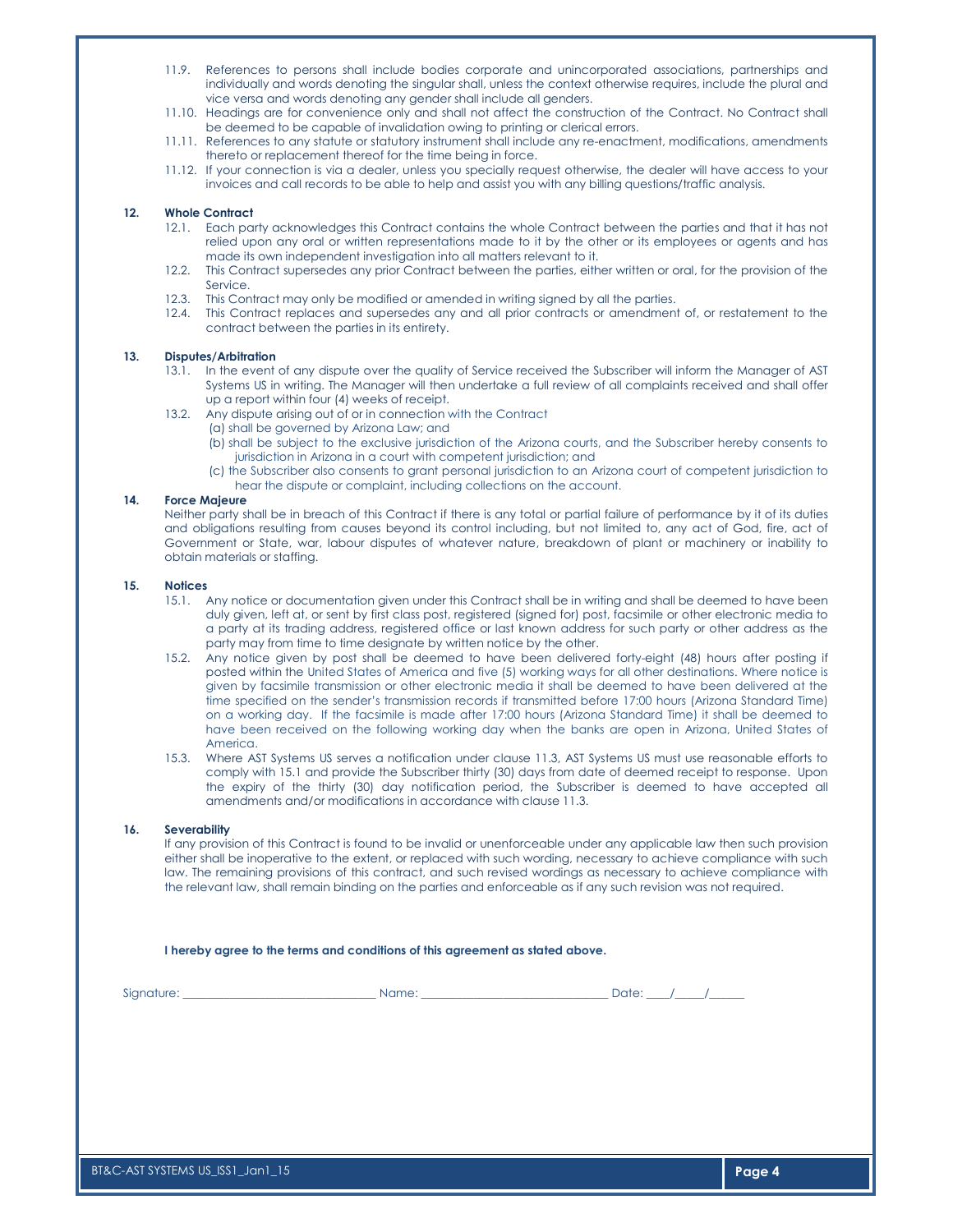11.9. References to persons shall include bodies corporate and unincorporated associations, partnerships and individually and words denoting the singular shall, unless the context otherwise requires, include the plural and vice versa and words denoting any gender shall include all genders.

11.10. Headings are for convenience only and shall not affect the construction of the Contract. No Contract shall be deemed to be capable of invalidation owing to printing or clerical errors.

11.11. References to any statute or statutory instrument shall include any re-enactment, modifications, amendments thereto or replacement thereof for the time being in force.

11.12. If your connection is via a dealer, unless you specially request otherwise, the dealer will have access to your invoices and call records to be able to help and assist you with any billing questions/traffic analysis.

**12. Whole Contract**

12.1. Each party acknowledges this Contract contains the whole Contract between the parties and that it has not relied upon any oral or written representations made to it by the other or its employees or agents and has made its own independent investigation into all matters relevant to it.

12.2. This Contract supersedes any prior Contract between the parties, either written or oral, for the provision of the Service.

12.3. This Contract may only be modified or amended in writing signed by all the parties.

12.4. This Contract replaces and supersedes any and all prior contracts or amendment of, or restatement to the contract between the parties in its entirety.

**13. Disputes/Arbitration**

13.1. In the event of any dispute over the quality of Service received the Subscriber will inform the Manager of AST Systems US in writing. The Manager will then undertake a full review of all complaints received and shall offer up a report within four (4) weeks of receipt.

13.2. Any dispute arising out of or in connection with the Contract

(a) shall be governed by Arizona Law; and

(b) shall be subject to the exclusive jurisdiction of the Arizona courts, and the Subscriber hereby consents to jurisdiction in Arizona in a court with competent jurisdiction; and

(c) the Subscriber also consents to grant personal jurisdiction to an Arizona court of competent jurisdiction to hear the dispute or complaint, including collections on the account.

**14. Force Majeure**

Neither party shall be in breach of this Contract if there is any total or partial failure of performance by it of its duties and obligations resulting from causes beyond its control including, but not limited to, any act of God, fire, act of Government or State, war, labour disputes of whatever nature, breakdown of plant or machinery or inability to obtain materials or staffing.

**15. Notices**

15.1. Any notice or documentation given under this Contract shall be in writing and shall be deemed to have been duly given, left at, or sent by first class post, registered (signed for) post, facsimile or other electronic media to a party at its trading address, registered office or last known address for such party or other address as the party may from time to time designate by written notice by the other.

15.2. Any notice given by post shall be deemed to have been delivered forty-eight (48) hours after posting if posted within the United States of America and five (5) working ways for all other destinations. Where notice is given by facsimile transmission or other electronic media it shall be deemed to have been delivered at the time specified on the sender's transmission records if transmitted before 17:00 hours (Arizona Standard Time) on a working day. If the facsimile is made after 17:00 hours (Arizona Standard Time) it shall be deemed to have been received on the following working day when the banks are open in Arizona, United States of America.

15.3. Where AST Systems US serves a notification under clause 11.3, AST Systems US must use reasonable efforts to comply with 15.1 and provide the Subscriber thirty (30) days from date of deemed receipt to response. Upon the expiry of the thirty (30) day notification period, the Subscriber is deemed to have accepted all amendments and/or modifications in accordance with clause 11.3.

**16. Severability**

If any provision of this Contract is found to be invalid or unenforceable under any applicable law then such provision either shall be inoperative to the extent, or replaced with such wording, necessary to achieve compliance with such law. The remaining provisions of this contract, and such revised wordings as necessary to achieve compliance with the relevant law, shall remain binding on the parties and enforceable as if any such revision was not required.

**I hereby agree to the terms and conditions of this agreement as stated above.**

Signature: ______________________________ Name: ______________________________ Date: ____/_____/______

BT&C-AST SYSTEMS US_ISS1_Jan1_15